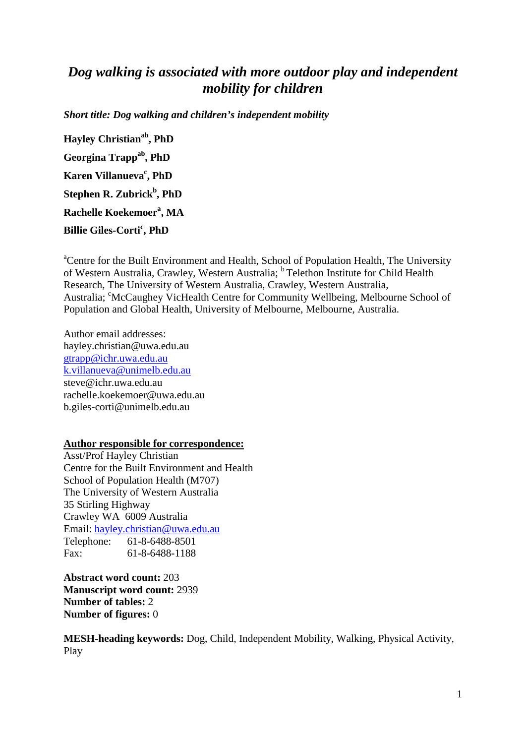# *Dog walking is associated with more outdoor play and independent mobility for children*

***Short title: Dog walking and children's independent mobility***

**Hayley Christian[ab], PhD**

**Georgina Trapp[ab], PhD**

**Karen Villanueva[c], PhD**

**Stephen R. Zubrick[b], PhD**

**Rachelle Koekemoer[a], MA**

**Billie Giles-Corti[c], PhD**

[a]Centre for the Built Environment and Health, School of Population Health, The University of Western Australia, Crawley, Western Australia; [b] Telethon Institute for Child Health Research, The University of Western Australia, Crawley, Western Australia, Australia; [c]McCaughey VicHealth Centre for Community Wellbeing, Melbourne School of Population and Global Health, University of Melbourne, Melbourne, Australia.

Author email addresses:
hayley.christian@uwa.edu.au
gtrapp@ichr.uwa.edu.au
k.villanueva@unimelb.edu.au
steve@ichr.uwa.edu.au
rachelle.koekemoer@uwa.edu.au
b.giles-corti@unimelb.edu.au

**Author responsible for correspondence:**
Asst/Prof Hayley Christian
Centre for the Built Environment and Health
School of Population Health (M707)
The University of Western Australia
35 Stirling Highway
Crawley WA 6009 Australia
Email: hayley.christian@uwa.edu.au
Telephone: 61-8-6488-8501
Fax: 61-8-6488-1188

**Abstract word count:** 203
**Manuscript word count:** 2939
**Number of tables:** 2
**Number of figures:** 0

**MESH-heading keywords:** Dog, Child, Independent Mobility, Walking, Physical Activity, Play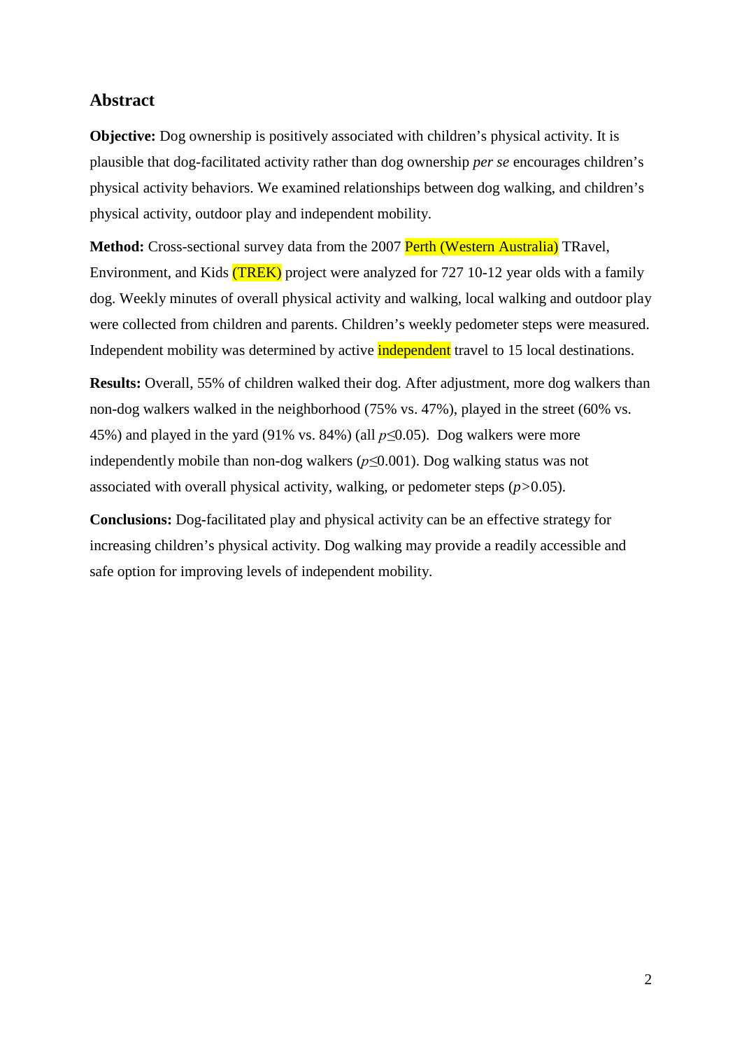## Abstract

**Objective:** Dog ownership is positively associated with children's physical activity. It is plausible that dog-facilitated activity rather than dog ownership *per se* encourages children's physical activity behaviors. We examined relationships between dog walking, and children's physical activity, outdoor play and independent mobility.

**Method:** Cross-sectional survey data from the 2007 Perth (Western Australia) TRavel, Environment, and Kids (TREK) project were analyzed for 727 10-12 year olds with a family dog. Weekly minutes of overall physical activity and walking, local walking and outdoor play were collected from children and parents. Children's weekly pedometer steps were measured. Independent mobility was determined by active independent travel to 15 local destinations.

**Results:** Overall, 55% of children walked their dog. After adjustment, more dog walkers than non-dog walkers walked in the neighborhood (75% vs. 47%), played in the street (60% vs. 45%) and played in the yard (91% vs. 84%) (all $p \leq 0.05$). Dog walkers were more independently mobile than non-dog walkers ($p \leq 0.001$). Dog walking status was not associated with overall physical activity, walking, or pedometer steps ($p > 0.05$).

**Conclusions:** Dog-facilitated play and physical activity can be an effective strategy for increasing children's physical activity. Dog walking may provide a readily accessible and safe option for improving levels of independent mobility.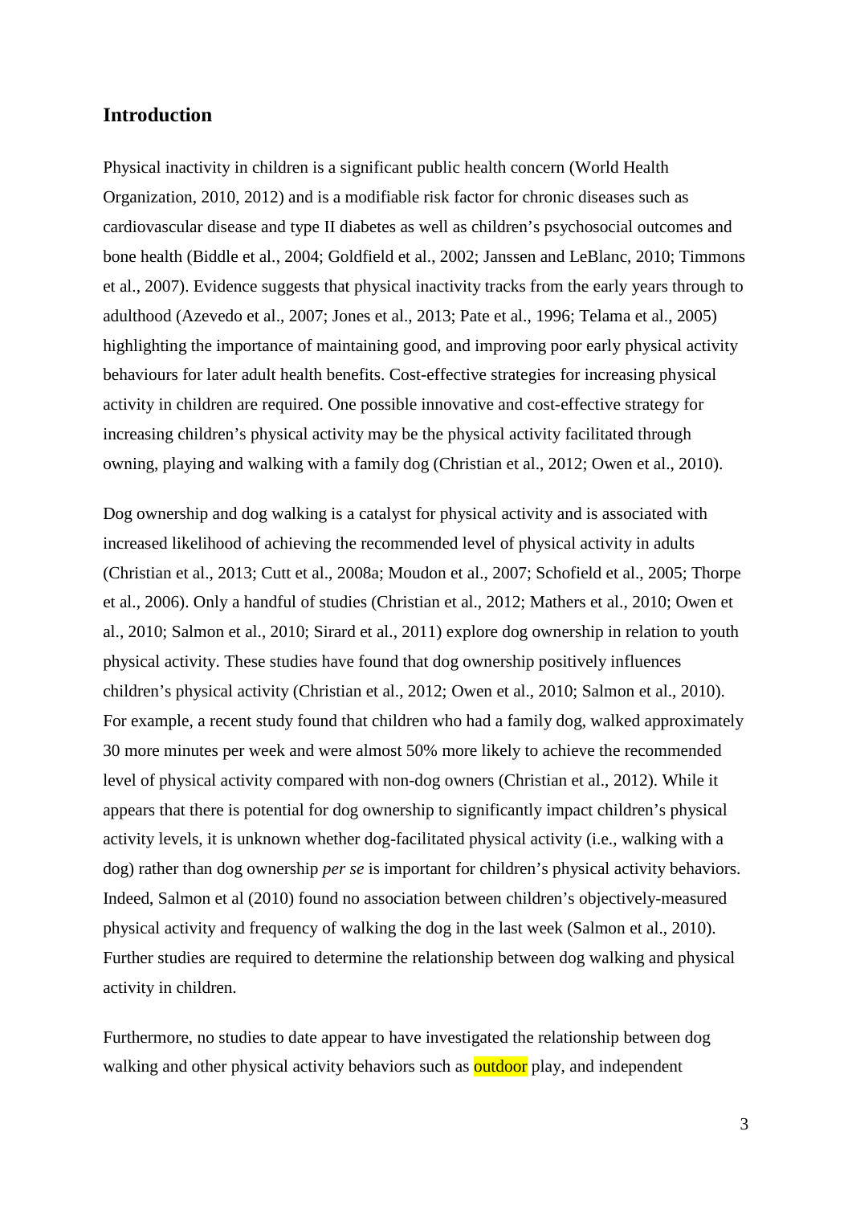## Introduction

Physical inactivity in children is a significant public health concern (World Health Organization, 2010, 2012) and is a modifiable risk factor for chronic diseases such as cardiovascular disease and type II diabetes as well as children's psychosocial outcomes and bone health (Biddle et al., 2004; Goldfield et al., 2002; Janssen and LeBlanc, 2010; Timmons et al., 2007). Evidence suggests that physical inactivity tracks from the early years through to adulthood (Azevedo et al., 2007; Jones et al., 2013; Pate et al., 1996; Telama et al., 2005) highlighting the importance of maintaining good, and improving poor early physical activity behaviours for later adult health benefits. Cost-effective strategies for increasing physical activity in children are required. One possible innovative and cost-effective strategy for increasing children's physical activity may be the physical activity facilitated through owning, playing and walking with a family dog (Christian et al., 2012; Owen et al., 2010).

Dog ownership and dog walking is a catalyst for physical activity and is associated with increased likelihood of achieving the recommended level of physical activity in adults (Christian et al., 2013; Cutt et al., 2008a; Moudon et al., 2007; Schofield et al., 2005; Thorpe et al., 2006). Only a handful of studies (Christian et al., 2012; Mathers et al., 2010; Owen et al., 2010; Salmon et al., 2010; Sirard et al., 2011) explore dog ownership in relation to youth physical activity. These studies have found that dog ownership positively influences children's physical activity (Christian et al., 2012; Owen et al., 2010; Salmon et al., 2010). For example, a recent study found that children who had a family dog, walked approximately 30 more minutes per week and were almost 50% more likely to achieve the recommended level of physical activity compared with non-dog owners (Christian et al., 2012). While it appears that there is potential for dog ownership to significantly impact children's physical activity levels, it is unknown whether dog-facilitated physical activity (i.e., walking with a dog) rather than dog ownership *per se* is important for children's physical activity behaviors. Indeed, Salmon et al (2010) found no association between children's objectively-measured physical activity and frequency of walking the dog in the last week (Salmon et al., 2010). Further studies are required to determine the relationship between dog walking and physical activity in children.

Furthermore, no studies to date appear to have investigated the relationship between dog walking and other physical activity behaviors such as outdoor play, and independent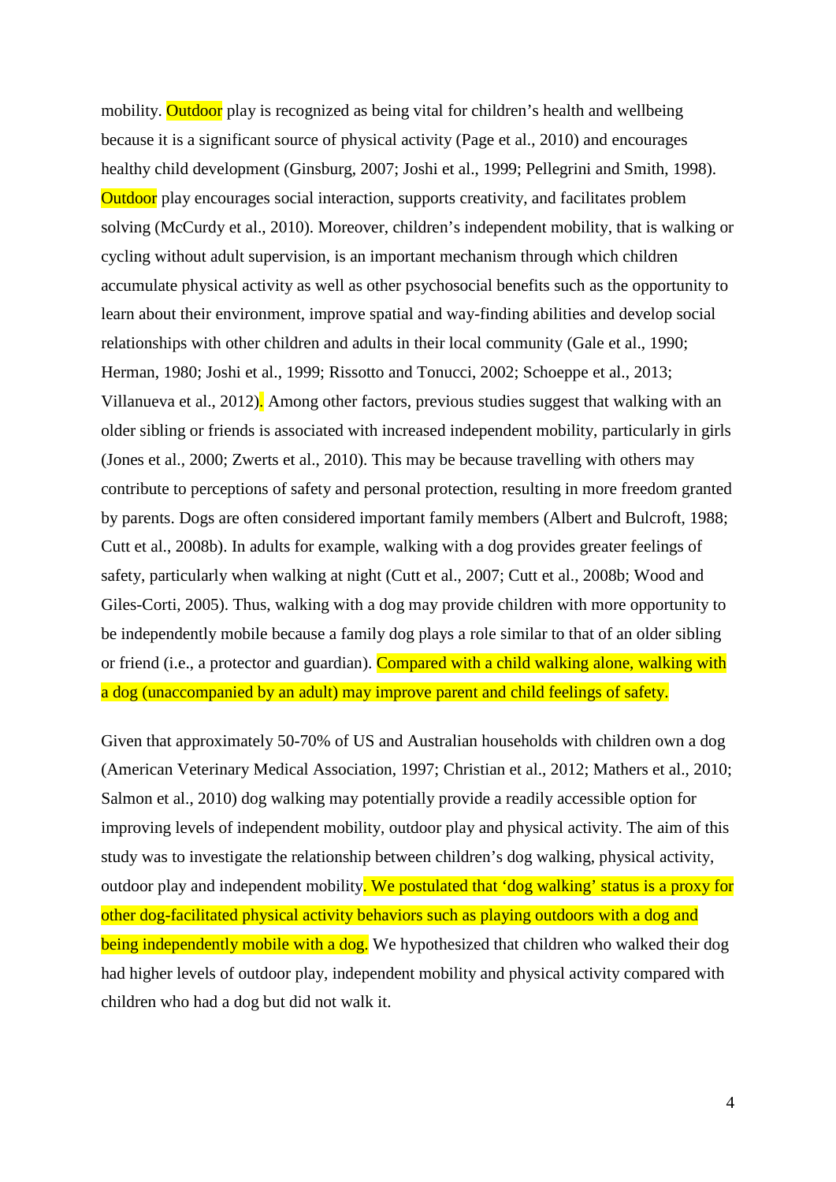mobility. Outdoor play is recognized as being vital for children's health and wellbeing because it is a significant source of physical activity (Page et al., 2010) and encourages healthy child development (Ginsburg, 2007; Joshi et al., 1999; Pellegrini and Smith, 1998). Outdoor play encourages social interaction, supports creativity, and facilitates problem solving (McCurdy et al., 2010). Moreover, children's independent mobility, that is walking or cycling without adult supervision, is an important mechanism through which children accumulate physical activity as well as other psychosocial benefits such as the opportunity to learn about their environment, improve spatial and way-finding abilities and develop social relationships with other children and adults in their local community (Gale et al., 1990; Herman, 1980; Joshi et al., 1999; Rissotto and Tonucci, 2002; Schoeppe et al., 2013; Villanueva et al., 2012). Among other factors, previous studies suggest that walking with an older sibling or friends is associated with increased independent mobility, particularly in girls (Jones et al., 2000; Zwerts et al., 2010). This may be because travelling with others may contribute to perceptions of safety and personal protection, resulting in more freedom granted by parents. Dogs are often considered important family members (Albert and Bulcroft, 1988; Cutt et al., 2008b). In adults for example, walking with a dog provides greater feelings of safety, particularly when walking at night (Cutt et al., 2007; Cutt et al., 2008b; Wood and Giles-Corti, 2005). Thus, walking with a dog may provide children with more opportunity to be independently mobile because a family dog plays a role similar to that of an older sibling or friend (i.e., a protector and guardian). Compared with a child walking alone, walking with a dog (unaccompanied by an adult) may improve parent and child feelings of safety.

Given that approximately 50-70% of US and Australian households with children own a dog (American Veterinary Medical Association, 1997; Christian et al., 2012; Mathers et al., 2010; Salmon et al., 2010) dog walking may potentially provide a readily accessible option for improving levels of independent mobility, outdoor play and physical activity. The aim of this study was to investigate the relationship between children's dog walking, physical activity, outdoor play and independent mobility. We postulated that 'dog walking' status is a proxy for other dog-facilitated physical activity behaviors such as playing outdoors with a dog and being independently mobile with a dog. We hypothesized that children who walked their dog had higher levels of outdoor play, independent mobility and physical activity compared with children who had a dog but did not walk it.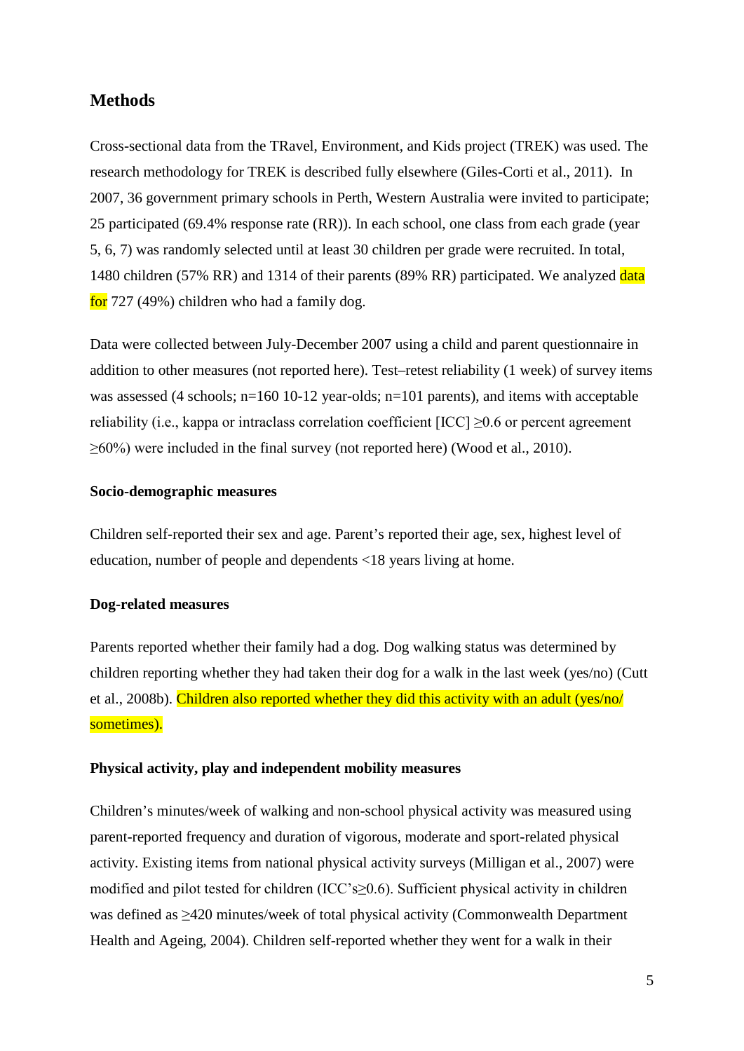## Methods

Cross-sectional data from the TRavel, Environment, and Kids project (TREK) was used. The research methodology for TREK is described fully elsewhere (Giles-Corti et al., 2011). In 2007, 36 government primary schools in Perth, Western Australia were invited to participate; 25 participated (69.4% response rate (RR)). In each school, one class from each grade (year 5, 6, 7) was randomly selected until at least 30 children per grade were recruited. In total, 1480 children (57% RR) and 1314 of their parents (89% RR) participated. We analyzed data for 727 (49%) children who had a family dog.

Data were collected between July-December 2007 using a child and parent questionnaire in addition to other measures (not reported here). Test–retest reliability (1 week) of survey items was assessed (4 schools; n=160 10-12 year-olds; n=101 parents), and items with acceptable reliability (i.e., kappa or intraclass correlation coefficient [ICC] ≥0.6 or percent agreement ≥60%) were included in the final survey (not reported here) (Wood et al., 2010).

### Socio-demographic measures

Children self-reported their sex and age. Parent's reported their age, sex, highest level of education, number of people and dependents <18 years living at home.

### Dog-related measures

Parents reported whether their family had a dog. Dog walking status was determined by children reporting whether they had taken their dog for a walk in the last week (yes/no) (Cutt et al., 2008b). Children also reported whether they did this activity with an adult (yes/no/ sometimes).

### Physical activity, play and independent mobility measures

Children's minutes/week of walking and non-school physical activity was measured using parent-reported frequency and duration of vigorous, moderate and sport-related physical activity. Existing items from national physical activity surveys (Milligan et al., 2007) were modified and pilot tested for children (ICC's≥0.6). Sufficient physical activity in children was defined as ≥420 minutes/week of total physical activity (Commonwealth Department Health and Ageing, 2004). Children self-reported whether they went for a walk in their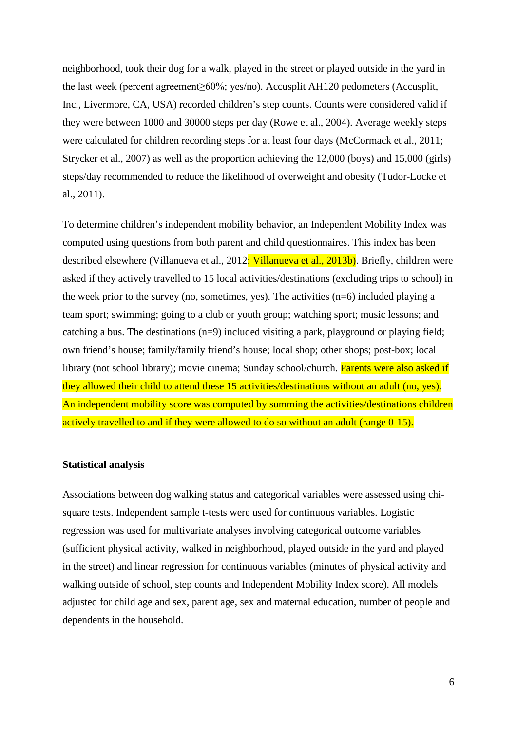neighborhood, took their dog for a walk, played in the street or played outside in the yard in the last week (percent agreement≥60%; yes/no). Accusplit AH120 pedometers (Accusplit, Inc., Livermore, CA, USA) recorded children's step counts. Counts were considered valid if they were between 1000 and 30000 steps per day (Rowe et al., 2004). Average weekly steps were calculated for children recording steps for at least four days (McCormack et al., 2011; Strycker et al., 2007) as well as the proportion achieving the 12,000 (boys) and 15,000 (girls) steps/day recommended to reduce the likelihood of overweight and obesity (Tudor-Locke et al., 2011).

To determine children's independent mobility behavior, an Independent Mobility Index was computed using questions from both parent and child questionnaires. This index has been described elsewhere (Villanueva et al., 2012; Villanueva et al., 2013b). Briefly, children were asked if they actively travelled to 15 local activities/destinations (excluding trips to school) in the week prior to the survey (no, sometimes, yes). The activities (n=6) included playing a team sport; swimming; going to a club or youth group; watching sport; music lessons; and catching a bus. The destinations (n=9) included visiting a park, playground or playing field; own friend's house; family/family friend's house; local shop; other shops; post-box; local library (not school library); movie cinema; Sunday school/church. Parents were also asked if they allowed their child to attend these 15 activities/destinations without an adult (no, yes). An independent mobility score was computed by summing the activities/destinations children actively travelled to and if they were allowed to do so without an adult (range 0-15).

### Statistical analysis

Associations between dog walking status and categorical variables were assessed using chi-square tests. Independent sample t-tests were used for continuous variables. Logistic regression was used for multivariate analyses involving categorical outcome variables (sufficient physical activity, walked in neighborhood, played outside in the yard and played in the street) and linear regression for continuous variables (minutes of physical activity and walking outside of school, step counts and Independent Mobility Index score). All models adjusted for child age and sex, parent age, sex and maternal education, number of people and dependents in the household.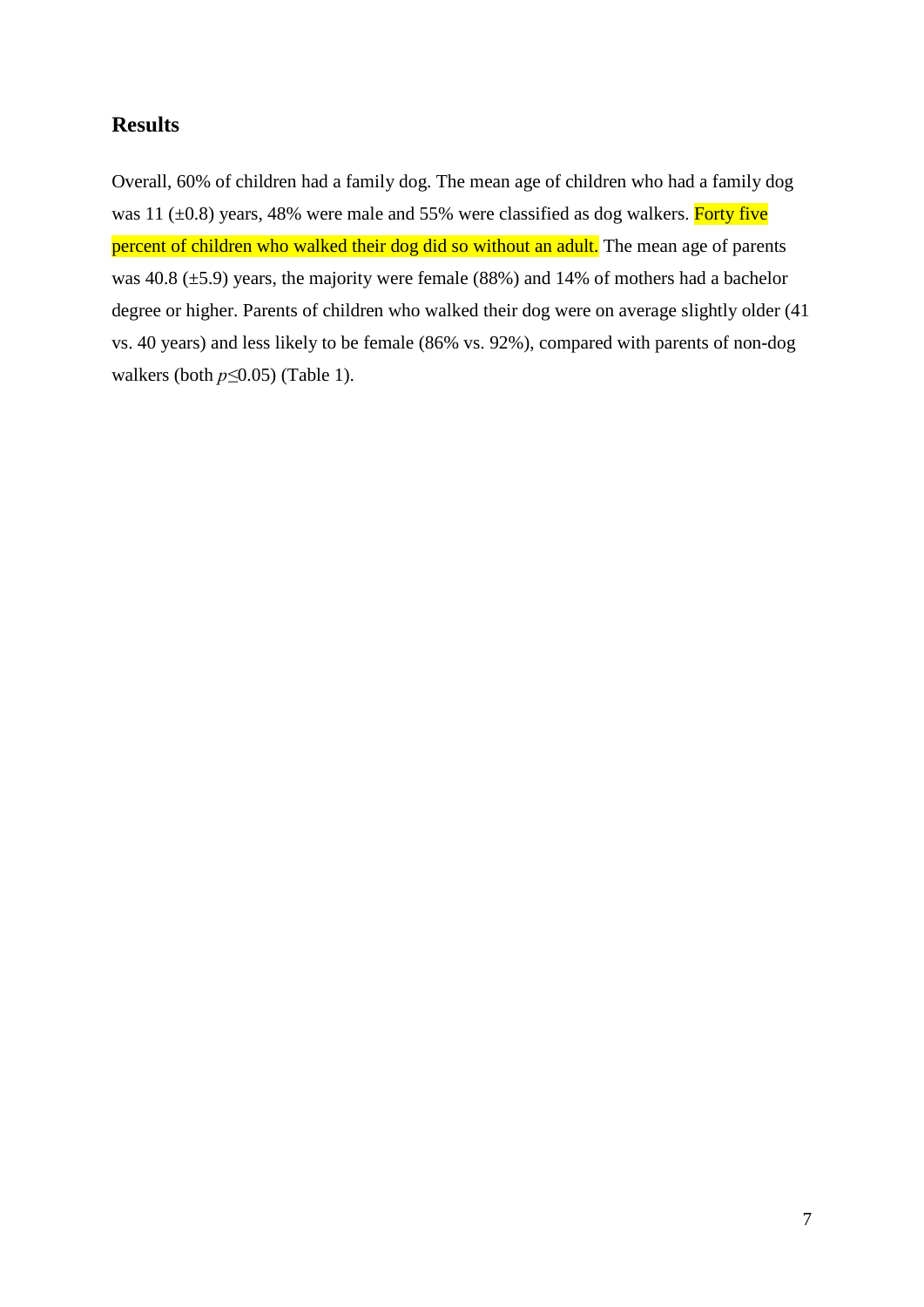## Results

Overall, 60% of children had a family dog. The mean age of children who had a family dog was 11 (±0.8) years, 48% were male and 55% were classified as dog walkers. Forty five percent of children who walked their dog did so without an adult. The mean age of parents was 40.8 (±5.9) years, the majority were female (88%) and 14% of mothers had a bachelor degree or higher. Parents of children who walked their dog were on average slightly older (41 vs. 40 years) and less likely to be female (86% vs. 92%), compared with parents of non-dog walkers (both $p \leq 0.05$) (Table 1).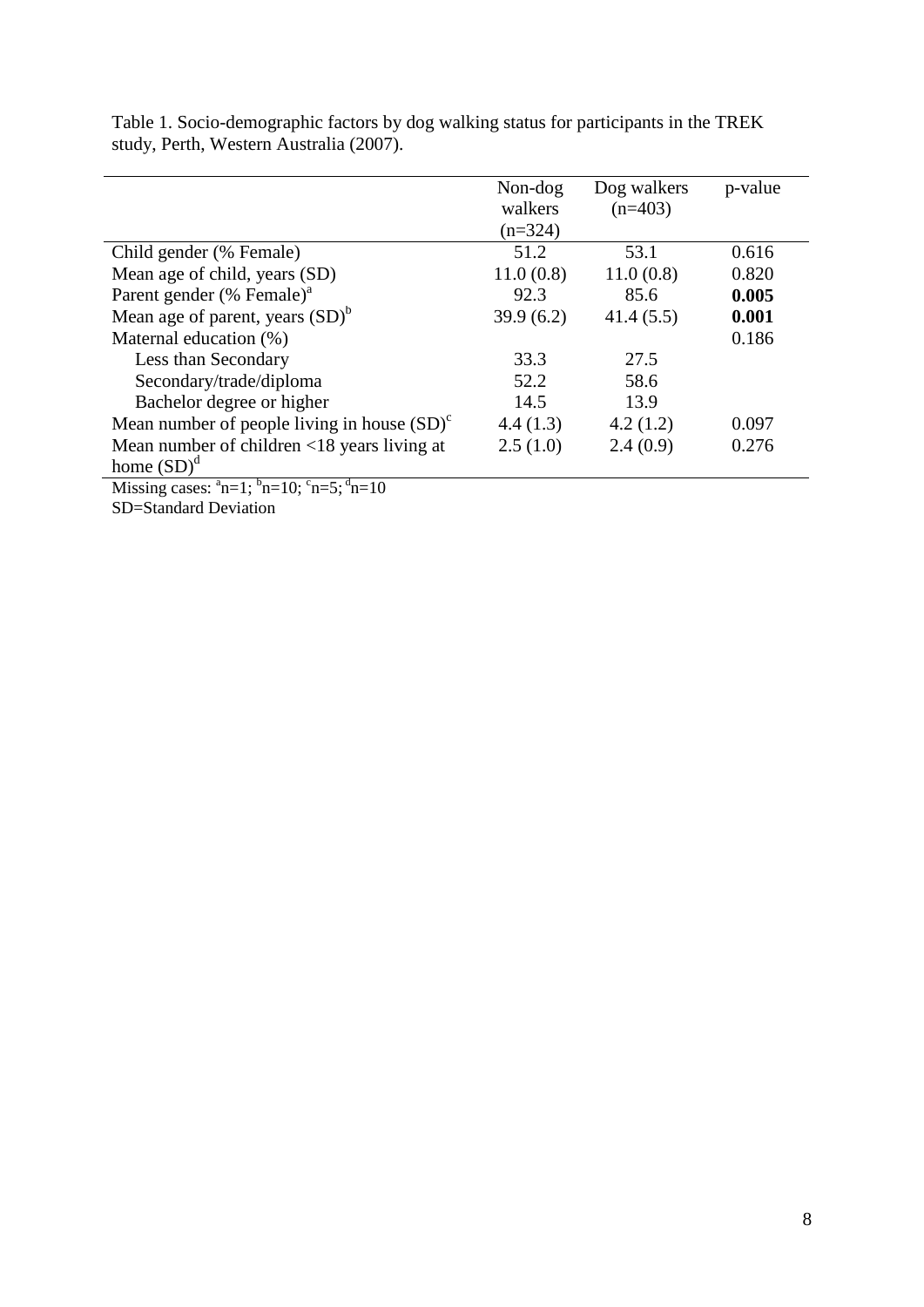Table 1. Socio-demographic factors by dog walking status for participants in the TREK study, Perth, Western Australia (2007).

| | Non-dog walkers (n=324) | Dog walkers (n=403) | p-value |
|---|---|---|---|
| Child gender (% Female) | 51.2 | 53.1 | 0.616 |
| Mean age of child, years (SD) | 11.0 (0.8) | 11.0 (0.8) | 0.820 |
| Parent gender (% Female)[a] | 92.3 | 85.6 | **0.005** |
| Mean age of parent, years (SD)[b] | 39.9 (6.2) | 41.4 (5.5) | **0.001** |
| Maternal education (%) | | | 0.186 |
| Less than Secondary | 33.3 | 27.5 | |
| Secondary/trade/diploma | 52.2 | 58.6 | |
| Bachelor degree or higher | 14.5 | 13.9 | |
| Mean number of people living in house (SD)[c] | 4.4 (1.3) | 4.2 (1.2) | 0.097 |
| Mean number of children <18 years living at home (SD)[d] | 2.5 (1.0) | 2.4 (0.9) | 0.276 |

Missing cases: [a]n=1; [b]n=10; [c]n=5; [d]n=10

SD=Standard Deviation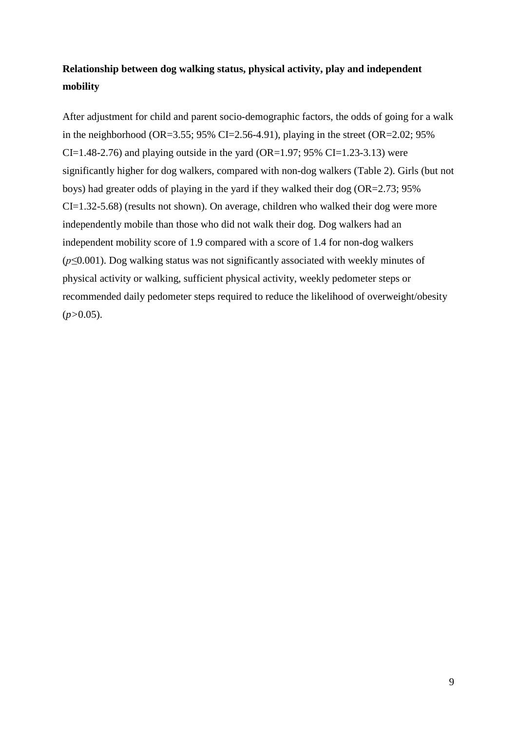**Relationship between dog walking status, physical activity, play and independent mobility**

After adjustment for child and parent socio-demographic factors, the odds of going for a walk in the neighborhood (OR=3.55; 95% CI=2.56-4.91), playing in the street (OR=2.02; 95% CI=1.48-2.76) and playing outside in the yard (OR=1.97; 95% CI=1.23-3.13) were significantly higher for dog walkers, compared with non-dog walkers (Table 2). Girls (but not boys) had greater odds of playing in the yard if they walked their dog (OR=2.73; 95% CI=1.32-5.68) (results not shown). On average, children who walked their dog were more independently mobile than those who did not walk their dog. Dog walkers had an independent mobility score of 1.9 compared with a score of 1.4 for non-dog walkers ($p \leq 0.001$). Dog walking status was not significantly associated with weekly minutes of physical activity or walking, sufficient physical activity, weekly pedometer steps or recommended daily pedometer steps required to reduce the likelihood of overweight/obesity ($p > 0.05$).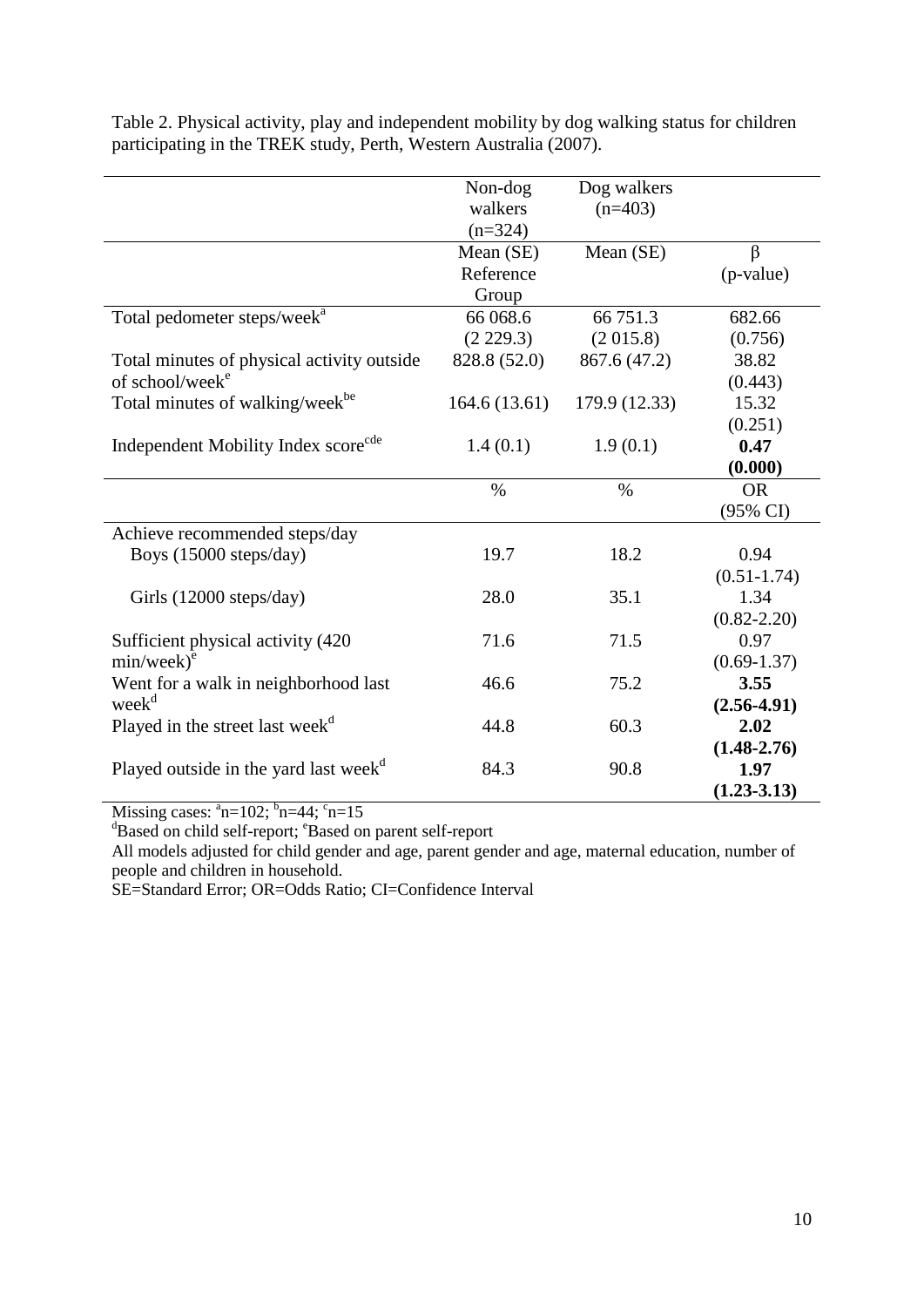Table 2. Physical activity, play and independent mobility by dog walking status for children participating in the TREK study, Perth, Western Australia (2007).

| | Non-dog walkers (n=324) | Dog walkers (n=403) | |
|---|---|---|---|
| | Mean (SE) Reference Group | Mean (SE) | β (p-value) |
| Total pedometer steps/week[a] | 66 068.6 (2 229.3) | 66 751.3 (2 015.8) | 682.66 (0.756) |
| Total minutes of physical activity outside of school/week[e] | 828.8 (52.0) | 867.6 (47.2) | 38.82 (0.443) |
| Total minutes of walking/week[be] | 164.6 (13.61) | 179.9 (12.33) | 15.32 (0.251) |
| Independent Mobility Index score[cde] | 1.4 (0.1) | 1.9 (0.1) | **0.47** **(0.000)** |
| | % | % | OR (95% CI) |
| Achieve recommended steps/day | | | |
| Boys (15000 steps/day) | 19.7 | 18.2 | 0.94 (0.51-1.74) |
| Girls (12000 steps/day) | 28.0 | 35.1 | 1.34 (0.82-2.20) |
| Sufficient physical activity (420 min/week)[e] | 71.6 | 71.5 | 0.97 (0.69-1.37) |
| Went for a walk in neighborhood last week[d] | 46.6 | 75.2 | **3.55** **(2.56-4.91)** |
| Played in the street last week[d] | 44.8 | 60.3 | **2.02** **(1.48-2.76)** |
| Played outside in the yard last week[d] | 84.3 | 90.8 | **1.97** **(1.23-3.13)** |

Missing cases: [a]n=102; [b]n=44; [c]n=15

[d]Based on child self-report; [e]Based on parent self-report

All models adjusted for child gender and age, parent gender and age, maternal education, number of people and children in household.

SE=Standard Error; OR=Odds Ratio; CI=Confidence Interval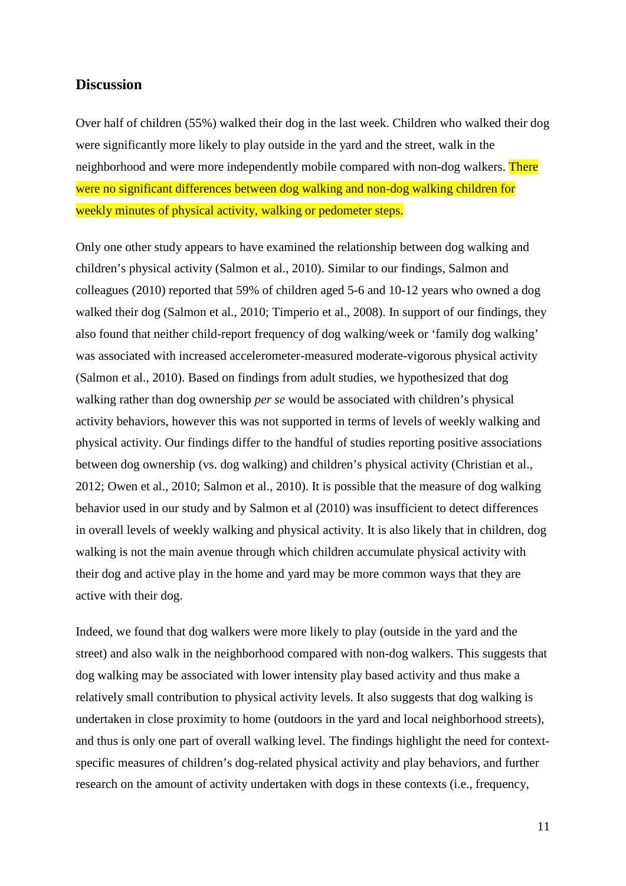## Discussion

Over half of children (55%) walked their dog in the last week. Children who walked their dog were significantly more likely to play outside in the yard and the street, walk in the neighborhood and were more independently mobile compared with non-dog walkers. There were no significant differences between dog walking and non-dog walking children for weekly minutes of physical activity, walking or pedometer steps.

Only one other study appears to have examined the relationship between dog walking and children's physical activity (Salmon et al., 2010). Similar to our findings, Salmon and colleagues (2010) reported that 59% of children aged 5-6 and 10-12 years who owned a dog walked their dog (Salmon et al., 2010; Timperio et al., 2008). In support of our findings, they also found that neither child-report frequency of dog walking/week or 'family dog walking' was associated with increased accelerometer-measured moderate-vigorous physical activity (Salmon et al., 2010). Based on findings from adult studies, we hypothesized that dog walking rather than dog ownership *per se* would be associated with children's physical activity behaviors, however this was not supported in terms of levels of weekly walking and physical activity. Our findings differ to the handful of studies reporting positive associations between dog ownership (vs. dog walking) and children's physical activity (Christian et al., 2012; Owen et al., 2010; Salmon et al., 2010). It is possible that the measure of dog walking behavior used in our study and by Salmon et al (2010) was insufficient to detect differences in overall levels of weekly walking and physical activity. It is also likely that in children, dog walking is not the main avenue through which children accumulate physical activity with their dog and active play in the home and yard may be more common ways that they are active with their dog.

Indeed, we found that dog walkers were more likely to play (outside in the yard and the street) and also walk in the neighborhood compared with non-dog walkers. This suggests that dog walking may be associated with lower intensity play based activity and thus make a relatively small contribution to physical activity levels. It also suggests that dog walking is undertaken in close proximity to home (outdoors in the yard and local neighborhood streets), and thus is only one part of overall walking level. The findings highlight the need for context-specific measures of children's dog-related physical activity and play behaviors, and further research on the amount of activity undertaken with dogs in these contexts (i.e., frequency,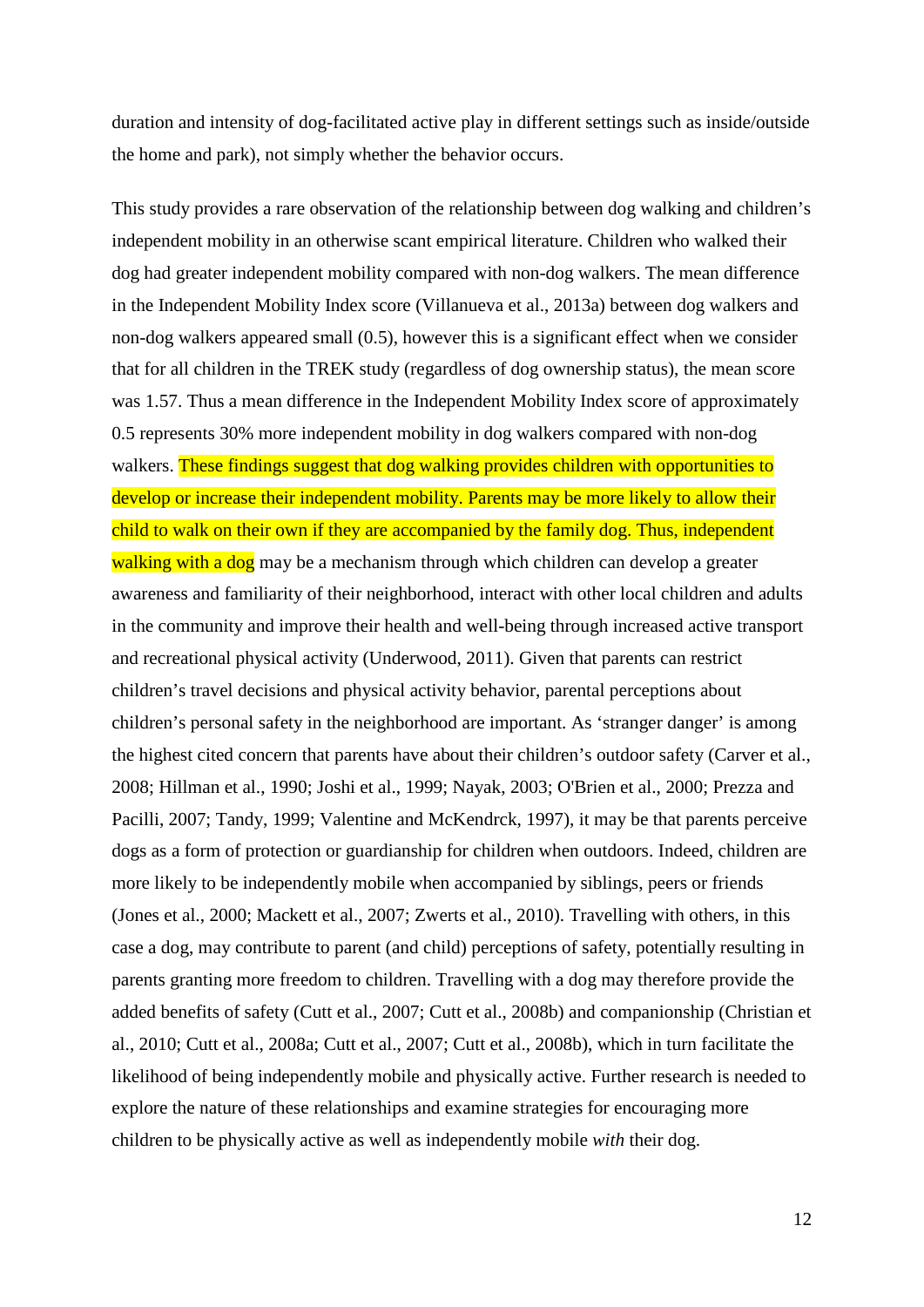duration and intensity of dog-facilitated active play in different settings such as inside/outside the home and park), not simply whether the behavior occurs.

This study provides a rare observation of the relationship between dog walking and children's independent mobility in an otherwise scant empirical literature. Children who walked their dog had greater independent mobility compared with non-dog walkers. The mean difference in the Independent Mobility Index score (Villanueva et al., 2013a) between dog walkers and non-dog walkers appeared small (0.5), however this is a significant effect when we consider that for all children in the TREK study (regardless of dog ownership status), the mean score was 1.57. Thus a mean difference in the Independent Mobility Index score of approximately 0.5 represents 30% more independent mobility in dog walkers compared with non-dog walkers. These findings suggest that dog walking provides children with opportunities to develop or increase their independent mobility. Parents may be more likely to allow their child to walk on their own if they are accompanied by the family dog. Thus, independent walking with a dog may be a mechanism through which children can develop a greater awareness and familiarity of their neighborhood, interact with other local children and adults in the community and improve their health and well-being through increased active transport and recreational physical activity (Underwood, 2011). Given that parents can restrict children's travel decisions and physical activity behavior, parental perceptions about children's personal safety in the neighborhood are important. As 'stranger danger' is among the highest cited concern that parents have about their children's outdoor safety (Carver et al., 2008; Hillman et al., 1990; Joshi et al., 1999; Nayak, 2003; O'Brien et al., 2000; Prezza and Pacilli, 2007; Tandy, 1999; Valentine and McKendrck, 1997), it may be that parents perceive dogs as a form of protection or guardianship for children when outdoors. Indeed, children are more likely to be independently mobile when accompanied by siblings, peers or friends (Jones et al., 2000; Mackett et al., 2007; Zwerts et al., 2010). Travelling with others, in this case a dog, may contribute to parent (and child) perceptions of safety, potentially resulting in parents granting more freedom to children. Travelling with a dog may therefore provide the added benefits of safety (Cutt et al., 2007; Cutt et al., 2008b) and companionship (Christian et al., 2010; Cutt et al., 2008a; Cutt et al., 2007; Cutt et al., 2008b), which in turn facilitate the likelihood of being independently mobile and physically active. Further research is needed to explore the nature of these relationships and examine strategies for encouraging more children to be physically active as well as independently mobile *with* their dog.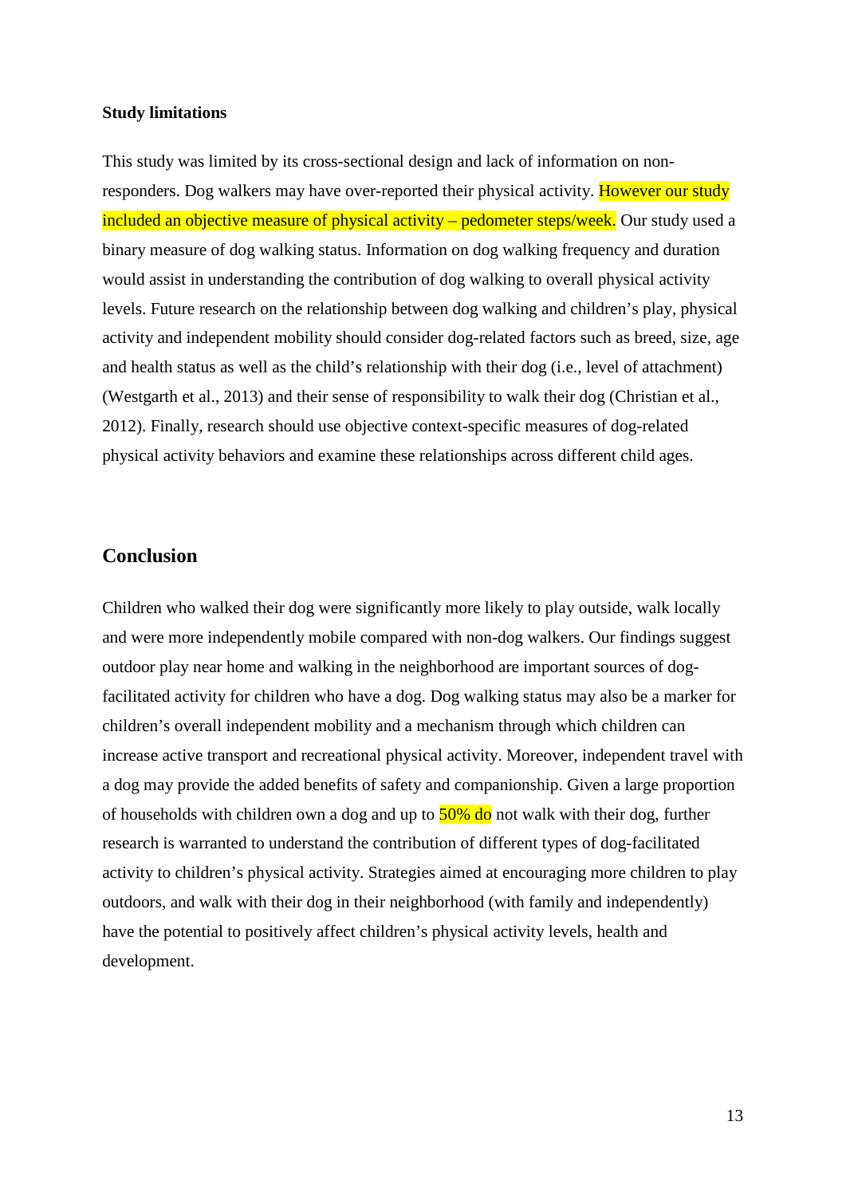**Study limitations**

This study was limited by its cross-sectional design and lack of information on non-responders. Dog walkers may have over-reported their physical activity. However our study included an objective measure of physical activity – pedometer steps/week. Our study used a binary measure of dog walking status. Information on dog walking frequency and duration would assist in understanding the contribution of dog walking to overall physical activity levels. Future research on the relationship between dog walking and children's play, physical activity and independent mobility should consider dog-related factors such as breed, size, age and health status as well as the child's relationship with their dog (i.e., level of attachment) (Westgarth et al., 2013) and their sense of responsibility to walk their dog (Christian et al., 2012). Finally, research should use objective context-specific measures of dog-related physical activity behaviors and examine these relationships across different child ages.

## Conclusion

Children who walked their dog were significantly more likely to play outside, walk locally and were more independently mobile compared with non-dog walkers. Our findings suggest outdoor play near home and walking in the neighborhood are important sources of dog-facilitated activity for children who have a dog. Dog walking status may also be a marker for children's overall independent mobility and a mechanism through which children can increase active transport and recreational physical activity. Moreover, independent travel with a dog may provide the added benefits of safety and companionship. Given a large proportion of households with children own a dog and up to 50% do not walk with their dog, further research is warranted to understand the contribution of different types of dog-facilitated activity to children's physical activity. Strategies aimed at encouraging more children to play outdoors, and walk with their dog in their neighborhood (with family and independently) have the potential to positively affect children's physical activity levels, health and development.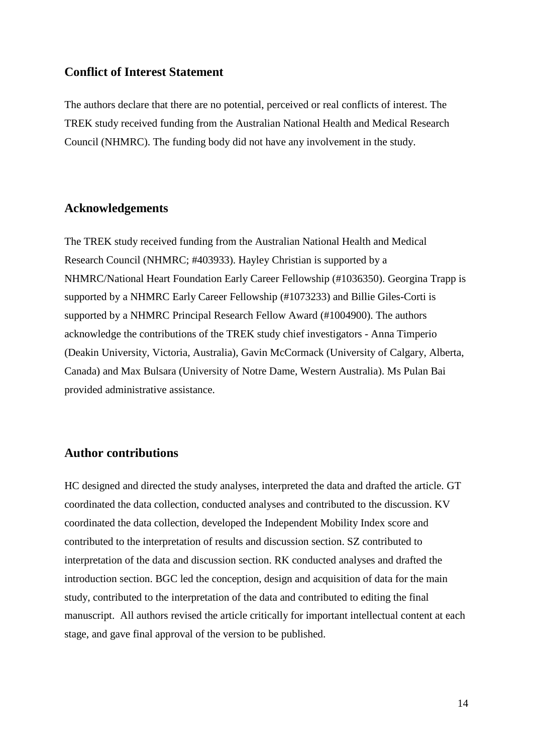## Conflict of Interest Statement

The authors declare that there are no potential, perceived or real conflicts of interest. The TREK study received funding from the Australian National Health and Medical Research Council (NHMRC). The funding body did not have any involvement in the study.

## Acknowledgements

The TREK study received funding from the Australian National Health and Medical Research Council (NHMRC; #403933). Hayley Christian is supported by a NHMRC/National Heart Foundation Early Career Fellowship (#1036350). Georgina Trapp is supported by a NHMRC Early Career Fellowship (#1073233) and Billie Giles-Corti is supported by a NHMRC Principal Research Fellow Award (#1004900). The authors acknowledge the contributions of the TREK study chief investigators - Anna Timperio (Deakin University, Victoria, Australia), Gavin McCormack (University of Calgary, Alberta, Canada) and Max Bulsara (University of Notre Dame, Western Australia). Ms Pulan Bai provided administrative assistance.

## Author contributions

HC designed and directed the study analyses, interpreted the data and drafted the article. GT coordinated the data collection, conducted analyses and contributed to the discussion. KV coordinated the data collection, developed the Independent Mobility Index score and contributed to the interpretation of results and discussion section. SZ contributed to interpretation of the data and discussion section. RK conducted analyses and drafted the introduction section. BGC led the conception, design and acquisition of data for the main study, contributed to the interpretation of the data and contributed to editing the final manuscript. All authors revised the article critically for important intellectual content at each stage, and gave final approval of the version to be published.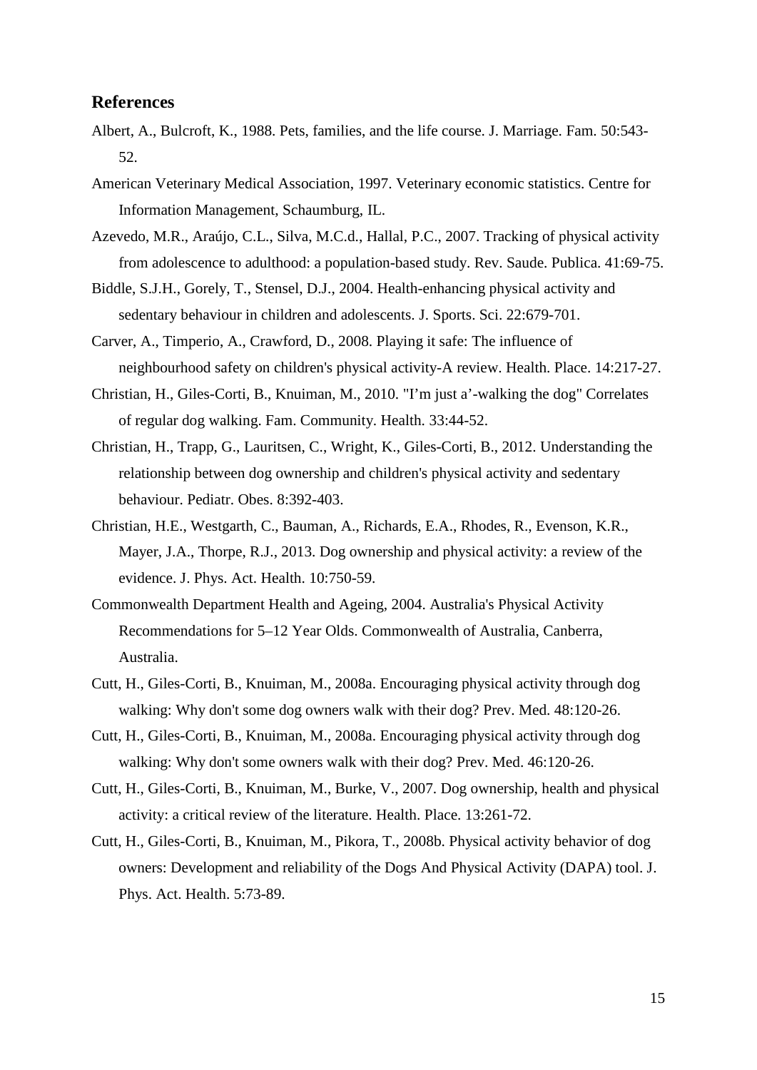## References

Albert, A., Bulcroft, K., 1988. Pets, families, and the life course. J. Marriage. Fam. 50:543-52.

American Veterinary Medical Association, 1997. Veterinary economic statistics. Centre for Information Management, Schaumburg, IL.

Azevedo, M.R., Araújo, C.L., Silva, M.C.d., Hallal, P.C., 2007. Tracking of physical activity from adolescence to adulthood: a population-based study. Rev. Saude. Publica. 41:69-75.

Biddle, S.J.H., Gorely, T., Stensel, D.J., 2004. Health-enhancing physical activity and sedentary behaviour in children and adolescents. J. Sports. Sci. 22:679-701.

Carver, A., Timperio, A., Crawford, D., 2008. Playing it safe: The influence of neighbourhood safety on children's physical activity-A review. Health. Place. 14:217-27.

Christian, H., Giles-Corti, B., Knuiman, M., 2010. "I'm just a'-walking the dog" Correlates of regular dog walking. Fam. Community. Health. 33:44-52.

Christian, H., Trapp, G., Lauritsen, C., Wright, K., Giles-Corti, B., 2012. Understanding the relationship between dog ownership and children's physical activity and sedentary behaviour. Pediatr. Obes. 8:392-403.

Christian, H.E., Westgarth, C., Bauman, A., Richards, E.A., Rhodes, R., Evenson, K.R., Mayer, J.A., Thorpe, R.J., 2013. Dog ownership and physical activity: a review of the evidence. J. Phys. Act. Health. 10:750-59.

Commonwealth Department Health and Ageing, 2004. Australia's Physical Activity Recommendations for 5–12 Year Olds. Commonwealth of Australia, Canberra, Australia.

Cutt, H., Giles-Corti, B., Knuiman, M., 2008a. Encouraging physical activity through dog walking: Why don't some dog owners walk with their dog? Prev. Med. 48:120-26.

Cutt, H., Giles-Corti, B., Knuiman, M., 2008a. Encouraging physical activity through dog walking: Why don't some owners walk with their dog? Prev. Med. 46:120-26.

Cutt, H., Giles-Corti, B., Knuiman, M., Burke, V., 2007. Dog ownership, health and physical activity: a critical review of the literature. Health. Place. 13:261-72.

Cutt, H., Giles-Corti, B., Knuiman, M., Pikora, T., 2008b. Physical activity behavior of dog owners: Development and reliability of the Dogs And Physical Activity (DAPA) tool. J. Phys. Act. Health. 5:73-89.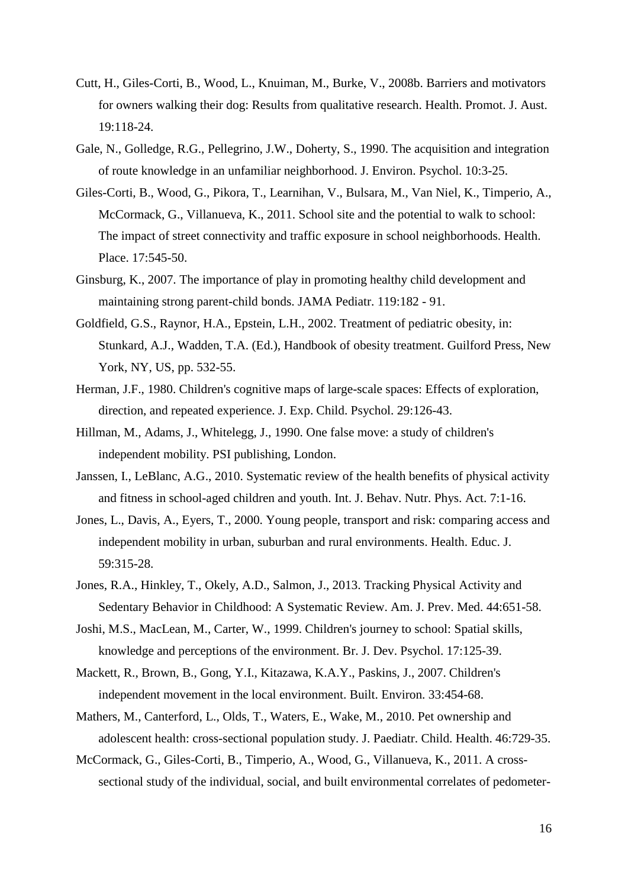Cutt, H., Giles-Corti, B., Wood, L., Knuiman, M., Burke, V., 2008b. Barriers and motivators for owners walking their dog: Results from qualitative research. Health. Promot. J. Aust. 19:118-24.

Gale, N., Golledge, R.G., Pellegrino, J.W., Doherty, S., 1990. The acquisition and integration of route knowledge in an unfamiliar neighborhood. J. Environ. Psychol. 10:3-25.

Giles-Corti, B., Wood, G., Pikora, T., Learnihan, V., Bulsara, M., Van Niel, K., Timperio, A., McCormack, G., Villanueva, K., 2011. School site and the potential to walk to school: The impact of street connectivity and traffic exposure in school neighborhoods. Health. Place. 17:545-50.

Ginsburg, K., 2007. The importance of play in promoting healthy child development and maintaining strong parent-child bonds. JAMA Pediatr. 119:182 - 91.

Goldfield, G.S., Raynor, H.A., Epstein, L.H., 2002. Treatment of pediatric obesity, in: Stunkard, A.J., Wadden, T.A. (Ed.), Handbook of obesity treatment. Guilford Press, New York, NY, US, pp. 532-55.

Herman, J.F., 1980. Children's cognitive maps of large-scale spaces: Effects of exploration, direction, and repeated experience. J. Exp. Child. Psychol. 29:126-43.

Hillman, M., Adams, J., Whitelegg, J., 1990. One false move: a study of children's independent mobility. PSI publishing, London.

Janssen, I., LeBlanc, A.G., 2010. Systematic review of the health benefits of physical activity and fitness in school-aged children and youth. Int. J. Behav. Nutr. Phys. Act. 7:1-16.

Jones, L., Davis, A., Eyers, T., 2000. Young people, transport and risk: comparing access and independent mobility in urban, suburban and rural environments. Health. Educ. J. 59:315-28.

Jones, R.A., Hinkley, T., Okely, A.D., Salmon, J., 2013. Tracking Physical Activity and Sedentary Behavior in Childhood: A Systematic Review. Am. J. Prev. Med. 44:651-58.

Joshi, M.S., MacLean, M., Carter, W., 1999. Children's journey to school: Spatial skills, knowledge and perceptions of the environment. Br. J. Dev. Psychol. 17:125-39.

Mackett, R., Brown, B., Gong, Y.I., Kitazawa, K.A.Y., Paskins, J., 2007. Children's independent movement in the local environment. Built. Environ. 33:454-68.

Mathers, M., Canterford, L., Olds, T., Waters, E., Wake, M., 2010. Pet ownership and adolescent health: cross-sectional population study. J. Paediatr. Child. Health. 46:729-35.

McCormack, G., Giles-Corti, B., Timperio, A., Wood, G., Villanueva, K., 2011. A cross-sectional study of the individual, social, and built environmental correlates of pedometer-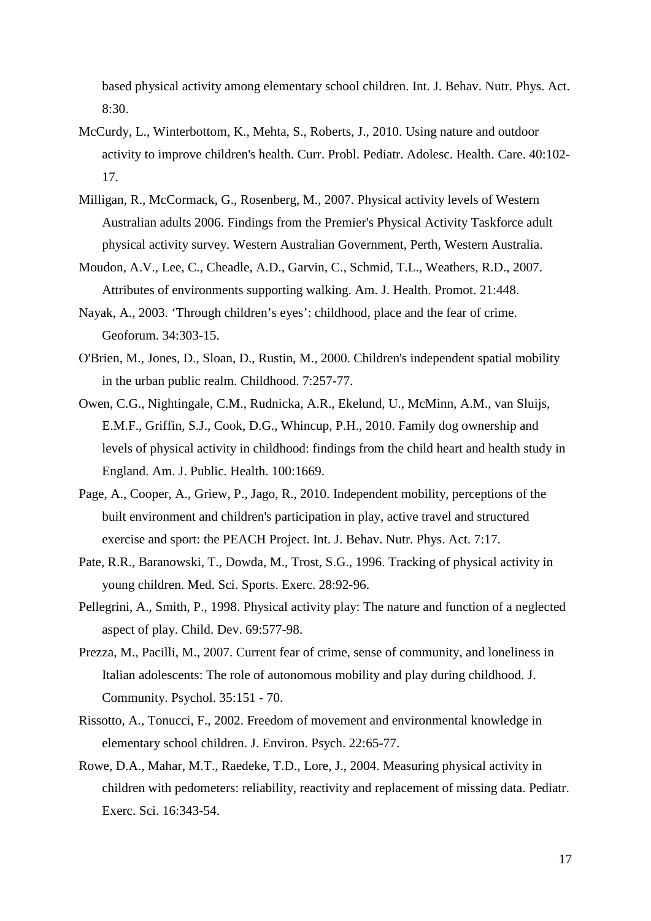based physical activity among elementary school children. Int. J. Behav. Nutr. Phys. Act. 8:30.

McCurdy, L., Winterbottom, K., Mehta, S., Roberts, J., 2010. Using nature and outdoor activity to improve children's health. Curr. Probl. Pediatr. Adolesc. Health. Care. 40:102-17.

Milligan, R., McCormack, G., Rosenberg, M., 2007. Physical activity levels of Western Australian adults 2006. Findings from the Premier's Physical Activity Taskforce adult physical activity survey. Western Australian Government, Perth, Western Australia.

Moudon, A.V., Lee, C., Cheadle, A.D., Garvin, C., Schmid, T.L., Weathers, R.D., 2007. Attributes of environments supporting walking. Am. J. Health. Promot. 21:448.

Nayak, A., 2003. 'Through children's eyes': childhood, place and the fear of crime. Geoforum. 34:303-15.

O'Brien, M., Jones, D., Sloan, D., Rustin, M., 2000. Children's independent spatial mobility in the urban public realm. Childhood. 7:257-77.

Owen, C.G., Nightingale, C.M., Rudnicka, A.R., Ekelund, U., McMinn, A.M., van Sluijs, E.M.F., Griffin, S.J., Cook, D.G., Whincup, P.H., 2010. Family dog ownership and levels of physical activity in childhood: findings from the child heart and health study in England. Am. J. Public. Health. 100:1669.

Page, A., Cooper, A., Griew, P., Jago, R., 2010. Independent mobility, perceptions of the built environment and children's participation in play, active travel and structured exercise and sport: the PEACH Project. Int. J. Behav. Nutr. Phys. Act. 7:17.

Pate, R.R., Baranowski, T., Dowda, M., Trost, S.G., 1996. Tracking of physical activity in young children. Med. Sci. Sports. Exerc. 28:92-96.

Pellegrini, A., Smith, P., 1998. Physical activity play: The nature and function of a neglected aspect of play. Child. Dev. 69:577-98.

Prezza, M., Pacilli, M., 2007. Current fear of crime, sense of community, and loneliness in Italian adolescents: The role of autonomous mobility and play during childhood. J. Community. Psychol. 35:151 - 70.

Rissotto, A., Tonucci, F., 2002. Freedom of movement and environmental knowledge in elementary school children. J. Environ. Psych. 22:65-77.

Rowe, D.A., Mahar, M.T., Raedeke, T.D., Lore, J., 2004. Measuring physical activity in children with pedometers: reliability, reactivity and replacement of missing data. Pediatr. Exerc. Sci. 16:343-54.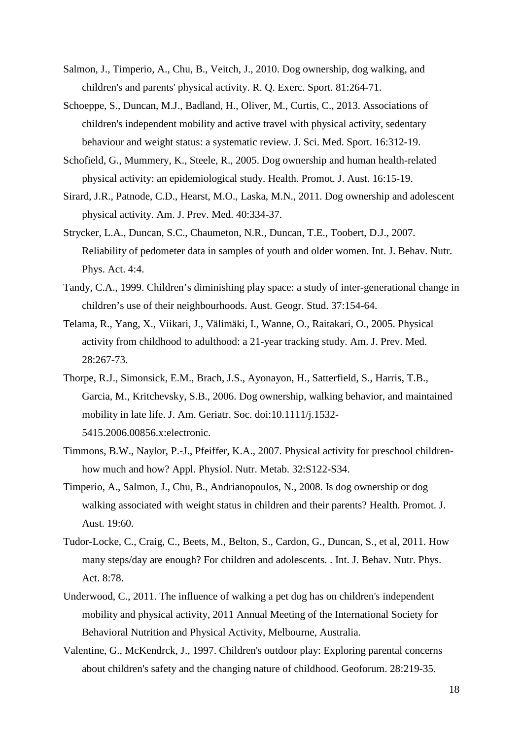Salmon, J., Timperio, A., Chu, B., Veitch, J., 2010. Dog ownership, dog walking, and children's and parents' physical activity. R. Q. Exerc. Sport. 81:264-71.

Schoeppe, S., Duncan, M.J., Badland, H., Oliver, M., Curtis, C., 2013. Associations of children's independent mobility and active travel with physical activity, sedentary behaviour and weight status: a systematic review. J. Sci. Med. Sport. 16:312-19.

Schofield, G., Mummery, K., Steele, R., 2005. Dog ownership and human health-related physical activity: an epidemiological study. Health. Promot. J. Aust. 16:15-19.

Sirard, J.R., Patnode, C.D., Hearst, M.O., Laska, M.N., 2011. Dog ownership and adolescent physical activity. Am. J. Prev. Med. 40:334-37.

Strycker, L.A., Duncan, S.C., Chaumeton, N.R., Duncan, T.E., Toobert, D.J., 2007. Reliability of pedometer data in samples of youth and older women. Int. J. Behav. Nutr. Phys. Act. 4:4.

Tandy, C.A., 1999. Children’s diminishing play space: a study of inter-generational change in children’s use of their neighbourhoods. Aust. Geogr. Stud. 37:154-64.

Telama, R., Yang, X., Viikari, J., Välimäki, I., Wanne, O., Raitakari, O., 2005. Physical activity from childhood to adulthood: a 21-year tracking study. Am. J. Prev. Med. 28:267-73.

Thorpe, R.J., Simonsick, E.M., Brach, J.S., Ayonayon, H., Satterfield, S., Harris, T.B., Garcia, M., Kritchevsky, S.B., 2006. Dog ownership, walking behavior, and maintained mobility in late life. J. Am. Geriatr. Soc. doi:10.1111/j.1532-5415.2006.00856.x:electronic.

Timmons, B.W., Naylor, P.-J., Pfeiffer, K.A., 2007. Physical activity for preschool children-how much and how? Appl. Physiol. Nutr. Metab. 32:S122-S34.

Timperio, A., Salmon, J., Chu, B., Andrianopoulos, N., 2008. Is dog ownership or dog walking associated with weight status in children and their parents? Health. Promot. J. Aust. 19:60.

Tudor-Locke, C., Craig, C., Beets, M., Belton, S., Cardon, G., Duncan, S., et al, 2011. How many steps/day are enough? For children and adolescents. . Int. J. Behav. Nutr. Phys. Act. 8:78.

Underwood, C., 2011. The influence of walking a pet dog has on children's independent mobility and physical activity, 2011 Annual Meeting of the International Society for Behavioral Nutrition and Physical Activity, Melbourne, Australia.

Valentine, G., McKendrck, J., 1997. Children's outdoor play: Exploring parental concerns about children's safety and the changing nature of childhood. Geoforum. 28:219-35.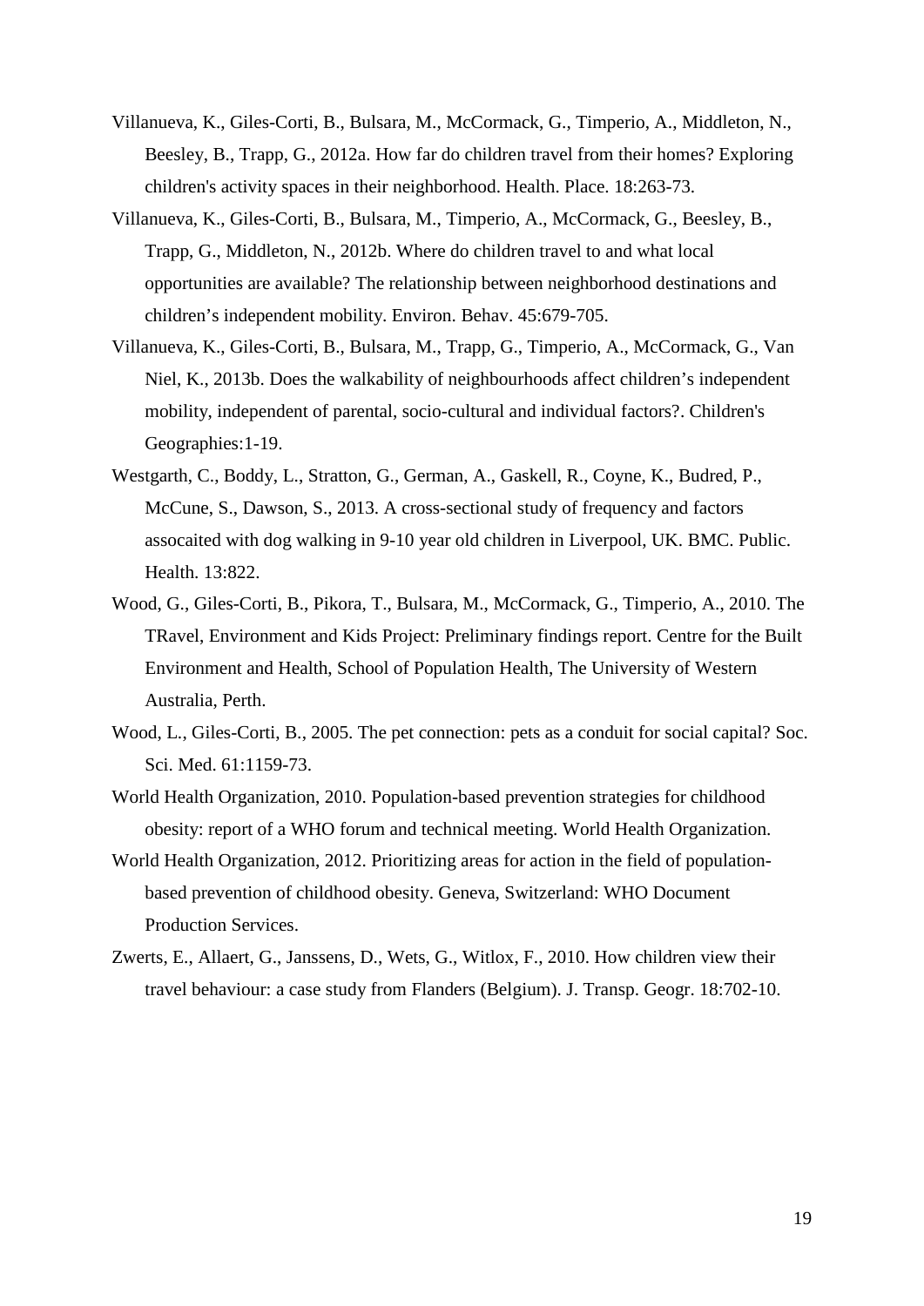Villanueva, K., Giles-Corti, B., Bulsara, M., McCormack, G., Timperio, A., Middleton, N., Beesley, B., Trapp, G., 2012a. How far do children travel from their homes? Exploring children's activity spaces in their neighborhood. Health. Place. 18:263-73.

Villanueva, K., Giles-Corti, B., Bulsara, M., Timperio, A., McCormack, G., Beesley, B., Trapp, G., Middleton, N., 2012b. Where do children travel to and what local opportunities are available? The relationship between neighborhood destinations and children's independent mobility. Environ. Behav. 45:679-705.

Villanueva, K., Giles-Corti, B., Bulsara, M., Trapp, G., Timperio, A., McCormack, G., Van Niel, K., 2013b. Does the walkability of neighbourhoods affect children's independent mobility, independent of parental, socio-cultural and individual factors?. Children's Geographies:1-19.

Westgarth, C., Boddy, L., Stratton, G., German, A., Gaskell, R., Coyne, K., Budred, P., McCune, S., Dawson, S., 2013. A cross-sectional study of frequency and factors assocaited with dog walking in 9-10 year old children in Liverpool, UK. BMC. Public. Health. 13:822.

Wood, G., Giles-Corti, B., Pikora, T., Bulsara, M., McCormack, G., Timperio, A., 2010. The TRavel, Environment and Kids Project: Preliminary findings report. Centre for the Built Environment and Health, School of Population Health, The University of Western Australia, Perth.

Wood, L., Giles-Corti, B., 2005. The pet connection: pets as a conduit for social capital? Soc. Sci. Med. 61:1159-73.

World Health Organization, 2010. Population-based prevention strategies for childhood obesity: report of a WHO forum and technical meeting. World Health Organization.

World Health Organization, 2012. Prioritizing areas for action in the field of population-based prevention of childhood obesity. Geneva, Switzerland: WHO Document Production Services.

Zwerts, E., Allaert, G., Janssens, D., Wets, G., Witlox, F., 2010. How children view their travel behaviour: a case study from Flanders (Belgium). J. Transp. Geogr. 18:702-10.